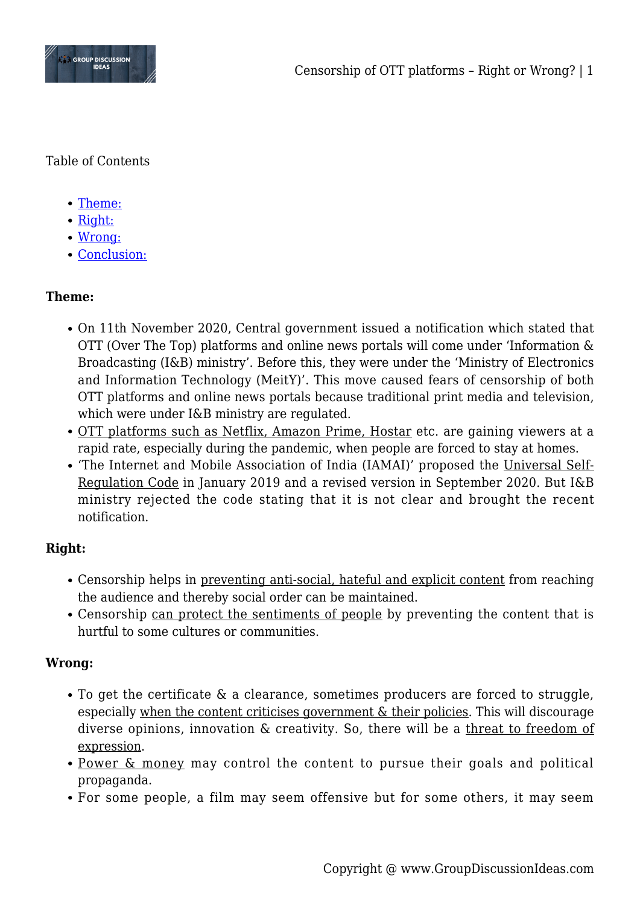Table of Contents

- Theme:
- Right:
- Wrong:
- Conclusion:

**Theme:**

- On 11th November 2020, Central government issued a notification which stated that OTT (Over The Top) platforms and online news portals will come under 'Information & Broadcasting (I&B) ministry'. Before this, they were under the 'Ministry of Electronics and Information Technology (MeitY)'. This move caused fears of censorship of both OTT platforms and online news portals because traditional print media and television, which were under I&B ministry are regulated.
- OTT platforms such as Netflix, Amazon Prime, Hostar etc. are gaining viewers at a rapid rate, especially during the pandemic, when people are forced to stay at homes.
- 'The Internet and Mobile Association of India (IAMAI)' proposed the Universal Self-Regulation Code in January 2019 and a revised version in September 2020. But I&B ministry rejected the code stating that it is not clear and brought the recent notification.

**Right:**

- Censorship helps in preventing anti-social, hateful and explicit content from reaching the audience and thereby social order can be maintained.
- Censorship can protect the sentiments of people by preventing the content that is hurtful to some cultures or communities.

**Wrong:**

- To get the certificate & a clearance, sometimes producers are forced to struggle, especially when the content criticises government & their policies. This will discourage diverse opinions, innovation & creativity. So, there will be a threat to freedom of expression.
- Power & money may control the content to pursue their goals and political propaganda.
- For some people, a film may seem offensive but for some others, it may seem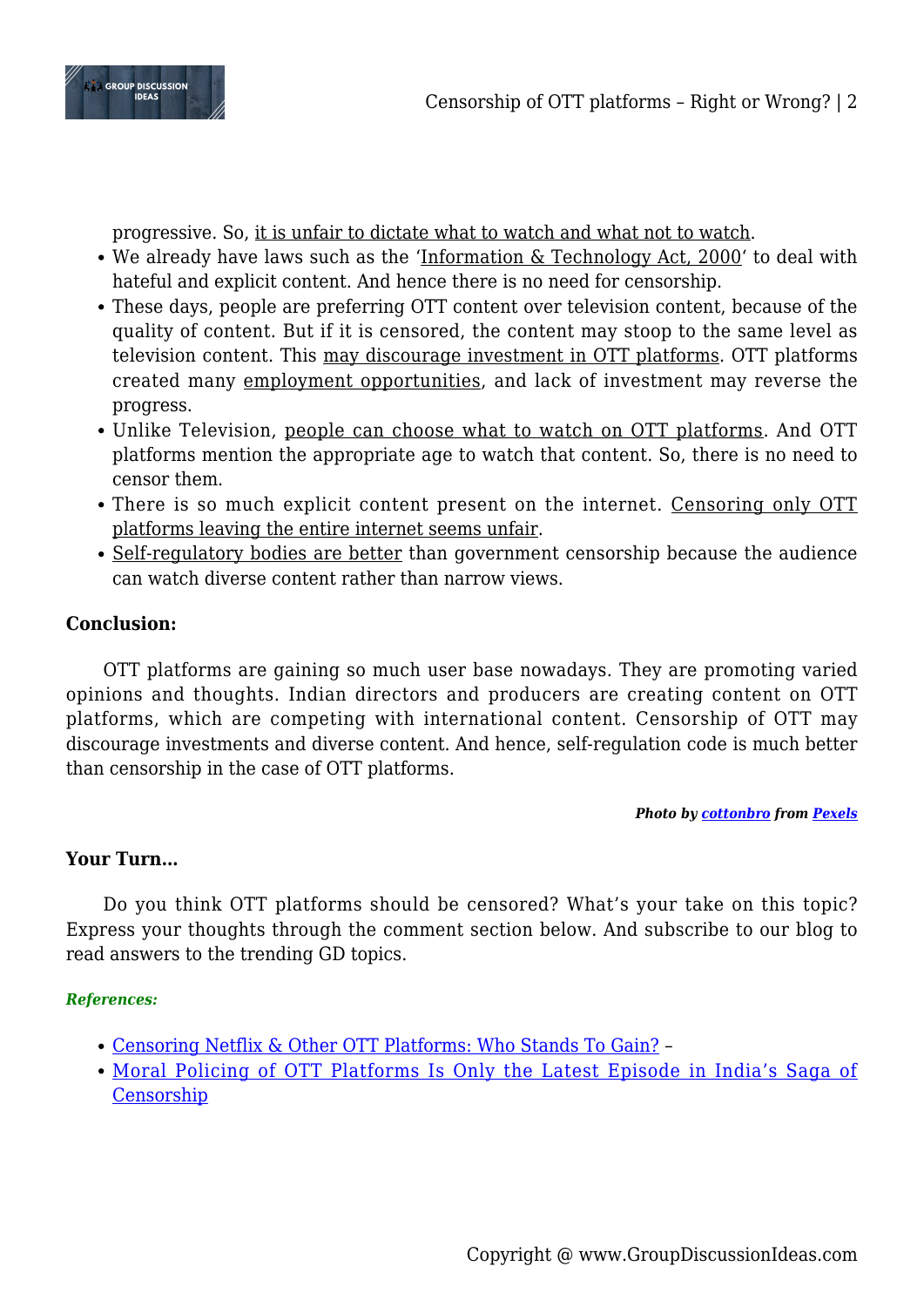progressive. So, it is unfair to dictate what to watch and what not to watch.

- We already have laws such as the 'Information & Technology Act, 2000' to deal with hateful and explicit content. And hence there is no need for censorship.
- These days, people are preferring OTT content over television content, because of the quality of content. But if it is censored, the content may stoop to the same level as television content. This may discourage investment in OTT platforms. OTT platforms created many employment opportunities, and lack of investment may reverse the progress.
- Unlike Television, people can choose what to watch on OTT platforms. And OTT platforms mention the appropriate age to watch that content. So, there is no need to censor them.
- There is so much explicit content present on the internet. Censoring only OTT platforms leaving the entire internet seems unfair.
- Self-regulatory bodies are better than government censorship because the audience can watch diverse content rather than narrow views.

**Conclusion:**

OTT platforms are gaining so much user base nowadays. They are promoting varied opinions and thoughts. Indian directors and producers are creating content on OTT platforms, which are competing with international content. Censorship of OTT may discourage investments and diverse content. And hence, self-regulation code is much better than censorship in the case of OTT platforms.

***Photo by cottonbro from Pexels***

**Your Turn…**

Do you think OTT platforms should be censored? What's your take on this topic? Express your thoughts through the comment section below. And subscribe to our blog to read answers to the trending GD topics.

***References:***

- Censoring Netflix & Other OTT Platforms: Who Stands To Gain? –
- Moral Policing of OTT Platforms Is Only the Latest Episode in India's Saga of Censorship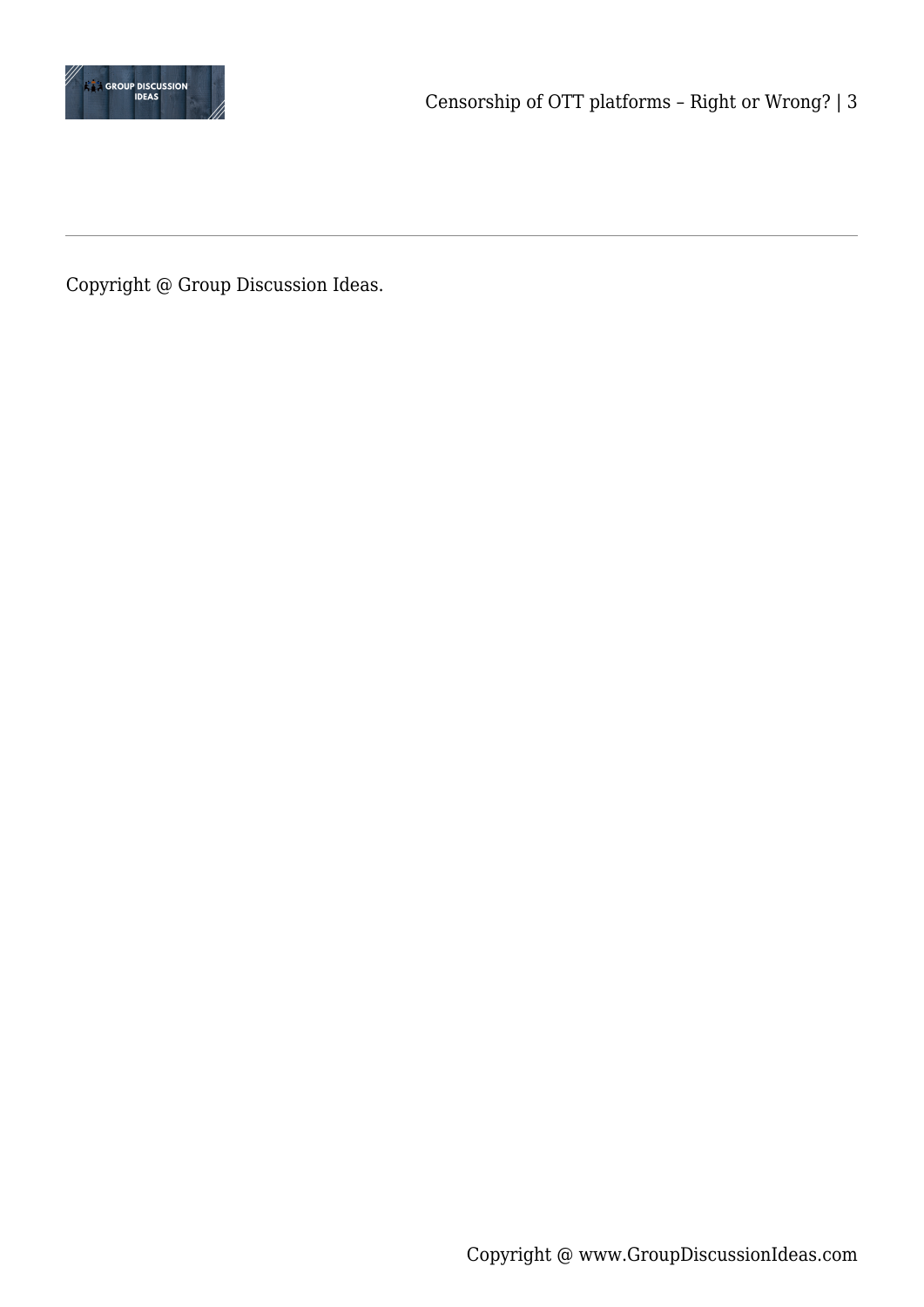---

Copyright @ Group Discussion Ideas.